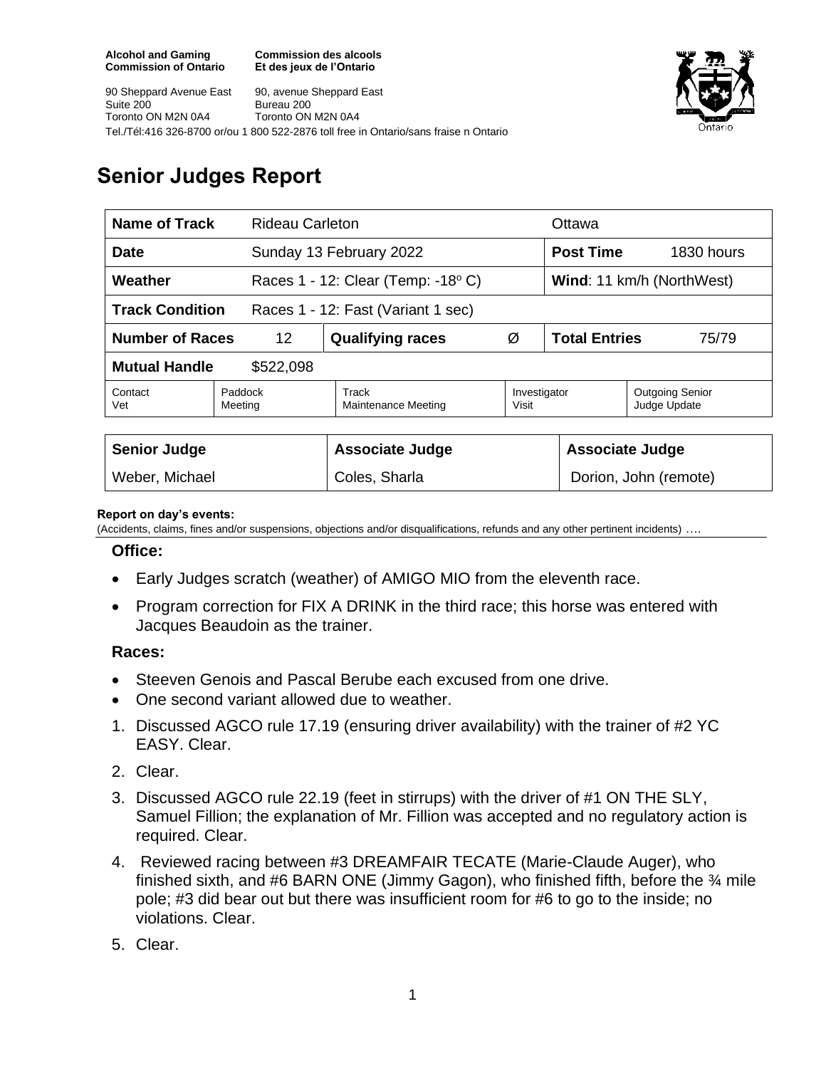**Alcohol and Gaming Commission of Ontario**
**Commission des alcools Et des jeux de l'Ontario**

90 Sheppard Avenue East
Suite 200
Toronto ON M2N 0A4

90, avenue Sheppard East
Bureau 200
Toronto ON M2N 0A4

Tel./Tél:416 326-8700 or/ou 1 800 522-2876 toll free in Ontario/sans fraise n Ontario

# Senior Judges Report

| **Name of Track** | Rideau Carleton | | | Ottawa | |
|---|---|---|---|---|---|
| **Date** | Sunday 13 February 2022 | | | **Post Time** | 1830 hours |
| **Weather** | Races 1 - 12: Clear (Temp: -18° C) | | | **Wind**: 11 km/h (NorthWest) | |
| **Track Condition** | Races 1 - 12: Fast (Variant 1 sec) | | | | |
| **Number of Races** | 12 | **Qualifying races** | Ø | **Total Entries** | 75/79 |
| **Mutual Handle** | $522,098 | | | | |
| Contact Vet | Paddock Meeting | Track Maintenance Meeting | Investigator Visit | Outgoing Senior Judge Update | |

| **Senior Judge** | **Associate Judge** | **Associate Judge** |
|---|---|---|
| Weber, Michael | Coles, Sharla | Dorion, John (remote) |

**Report on day's events:**
(Accidents, claims, fines and/or suspensions, objections and/or disqualifications, refunds and any other pertinent incidents) ….

### Office:

- Early Judges scratch (weather) of AMIGO MIO from the eleventh race.
- Program correction for FIX A DRINK in the third race; this horse was entered with Jacques Beaudoin as the trainer.

### Races:

- Steeven Genois and Pascal Berube each excused from one drive.
- One second variant allowed due to weather.

1. Discussed AGCO rule 17.19 (ensuring driver availability) with the trainer of #2 YC EASY. Clear.
2. Clear.
3. Discussed AGCO rule 22.19 (feet in stirrups) with the driver of #1 ON THE SLY, Samuel Fillion; the explanation of Mr. Fillion was accepted and no regulatory action is required. Clear.
4. Reviewed racing between #3 DREAMFAIR TECATE (Marie-Claude Auger), who finished sixth, and #6 BARN ONE (Jimmy Gagon), who finished fifth, before the ¾ mile pole; #3 did bear out but there was insufficient room for #6 to go to the inside; no violations. Clear.
5. Clear.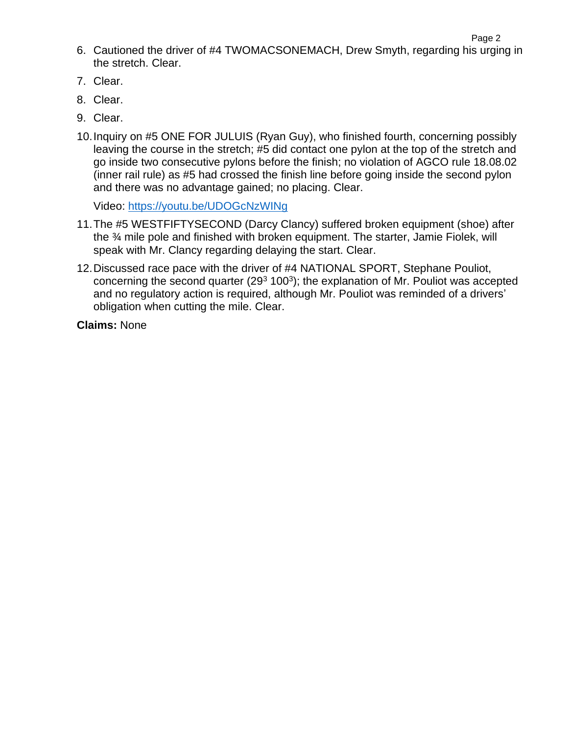6. Cautioned the driver of #4 TWOMACSONEMACH, Drew Smyth, regarding his urging in the stretch. Clear.
7. Clear.
8. Clear.
9. Clear.
10. Inquiry on #5 ONE FOR JULUIS (Ryan Guy), who finished fourth, concerning possibly leaving the course in the stretch; #5 did contact one pylon at the top of the stretch and go inside two consecutive pylons before the finish; no violation of AGCO rule 18.08.02 (inner rail rule) as #5 had crossed the finish line before going inside the second pylon and there was no advantage gained; no placing. Clear.

    Video: [https://youtu.be/UDOGcNzWINg](https://youtu.be/UDOGcNzWINg)

11. The #5 WESTFIFTYSECOND (Darcy Clancy) suffered broken equipment (shoe) after the ¾ mile pole and finished with broken equipment. The starter, Jamie Fiolek, will speak with Mr. Clancy regarding delaying the start. Clear.
12. Discussed race pace with the driver of #4 NATIONAL SPORT, Stephane Pouliot, concerning the second quarter ($29^3$ $100^3$); the explanation of Mr. Pouliot was accepted and no regulatory action is required, although Mr. Pouliot was reminded of a drivers' obligation when cutting the mile. Clear.

**Claims:** None